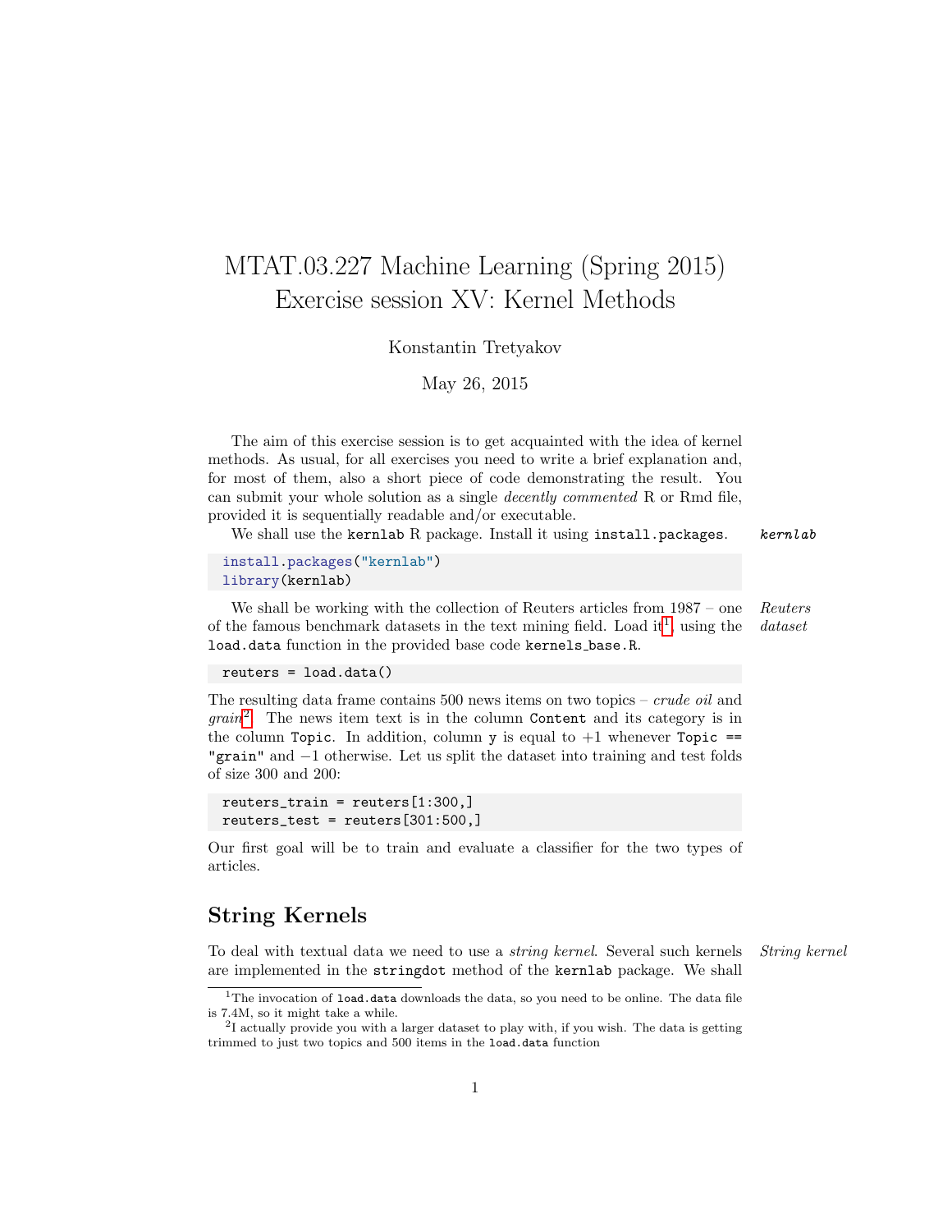# MTAT.03.227 Machine Learning (Spring 2015)
# Exercise session XV: Kernel Methods

Konstantin Tretyakov

May 26, 2015

The aim of this exercise session is to get acquainted with the idea of kernel methods. As usual, for all exercises you need to write a brief explanation and, for most of them, also a short piece of code demonstrating the result. You can submit your whole solution as a single *decently commented* R or Rmd file, provided it is sequentially readable and/or executable.

*kernlab*

We shall use the `kernlab` R package. Install it using `install.packages`.

```
install.packages("kernlab")
library(kernlab)
```

*Reuters dataset*

We shall be working with the collection of Reuters articles from 1987 – one of the famous benchmark datasets in the text mining field. Load it[1], using the `load.data` function in the provided base code `kernels_base.R`.

```
reuters = load.data()
```

The resulting data frame contains 500 news items on two topics – *crude oil* and *grain*[2]. The news item text is in the column `Content` and its category is in the column `Topic`. In addition, column `y` is equal to +1 whenever `Topic == "grain"` and −1 otherwise. Let us split the dataset into training and test folds of size 300 and 200:

```
reuters_train = reuters[1:300,]
reuters_test = reuters[301:500,]
```

Our first goal will be to train and evaluate a classifier for the two types of articles.

## String Kernels

*String kernel*

To deal with textual data we need to use a *string kernel*. Several such kernels are implemented in the `stringdot` method of the `kernlab` package. We shall

[1] The invocation of `load.data` downloads the data, so you need to be online. The data file is 7.4M, so it might take a while.

[2] I actually provide you with a larger dataset to play with, if you wish. The data is getting trimmed to just two topics and 500 items in the `load.data` function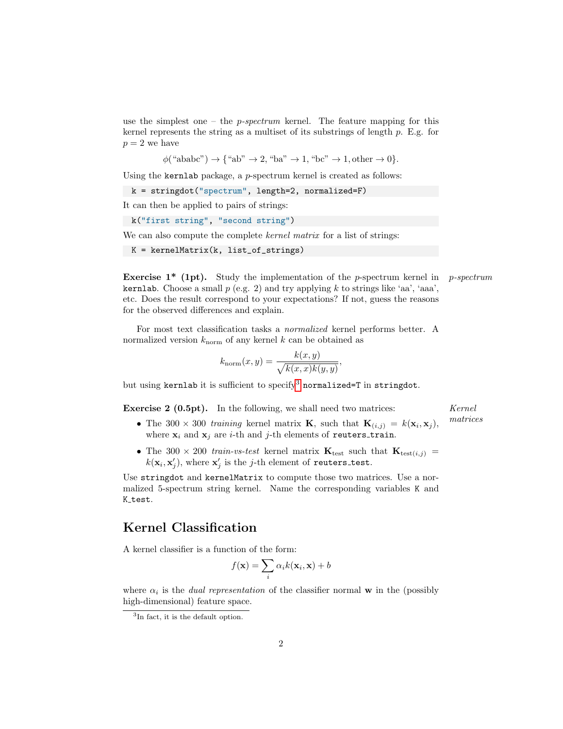use the simplest one – the *p-spectrum* kernel. The feature mapping for this kernel represents the string as a multiset of its substrings of length $p$. E.g. for $p = 2$ we have

$$\phi(\text{“ababc”}) \to \{\text{“ab”} \to 2, \text{“ba”} \to 1, \text{“bc”} \to 1, \text{other} \to 0\}.$$

Using the `kernlab` package, a $p$-spectrum kernel is created as follows:

```
k = stringdot("spectrum", length=2, normalized=F)
```

It can then be applied to pairs of strings:

```
k("first string", "second string")
```

We can also compute the complete *kernel matrix* for a list of strings:

```
K = kernelMatrix(k, list_of_strings)
```

*p-spectrum*

**Exercise 1* (1pt).** Study the implementation of the $p$-spectrum kernel in `kernlab`. Choose a small $p$ (e.g. 2) and try applying $k$ to strings like ‘aa’, ‘aaa’, etc. Does the result correspond to your expectations? If not, guess the reasons for the observed differences and explain.

For most text classification tasks a *normalized* kernel performs better. A normalized version $k_{\text{norm}}$ of any kernel $k$ can be obtained as

$$k_{\text{norm}}(x, y) = \frac{k(x, y)}{\sqrt{k(x, x)k(y, y)}},$$

but using `kernlab` it is sufficient to specify[3] `normalized=T` in `stringdot`.

*Kernel matrices*

**Exercise 2 (0.5pt).** In the following, we shall need two matrices:

- The $300 \times 300$ *training* kernel matrix $\mathbf{K}$, such that $\mathbf{K}_{(i,j)} = k(\mathbf{x}_i, \mathbf{x}_j)$, where $\mathbf{x}_i$ and $\mathbf{x}_j$ are $i$-th and $j$-th elements of `reuters_train`.
- The $300 \times 200$ *train-vs-test* kernel matrix $\mathbf{K}_{\text{test}}$ such that $\mathbf{K}_{\text{test}(i,j)} = k(\mathbf{x}_i, \mathbf{x}'_j)$, where $\mathbf{x}'_j$ is the $j$-th element of `reuters_test`.

Use `stringdot` and `kernelMatrix` to compute those two matrices. Use a normalized 5-spectrum string kernel. Name the corresponding variables `K` and `K_test`.

## Kernel Classification

A kernel classifier is a function of the form:

$$f(\mathbf{x}) = \sum_i \alpha_i k(\mathbf{x}_i, \mathbf{x}) + b$$

where $\alpha_i$ is the *dual representation* of the classifier normal $\mathbf{w}$ in the (possibly high-dimensional) feature space.

[3] In fact, it is the default option.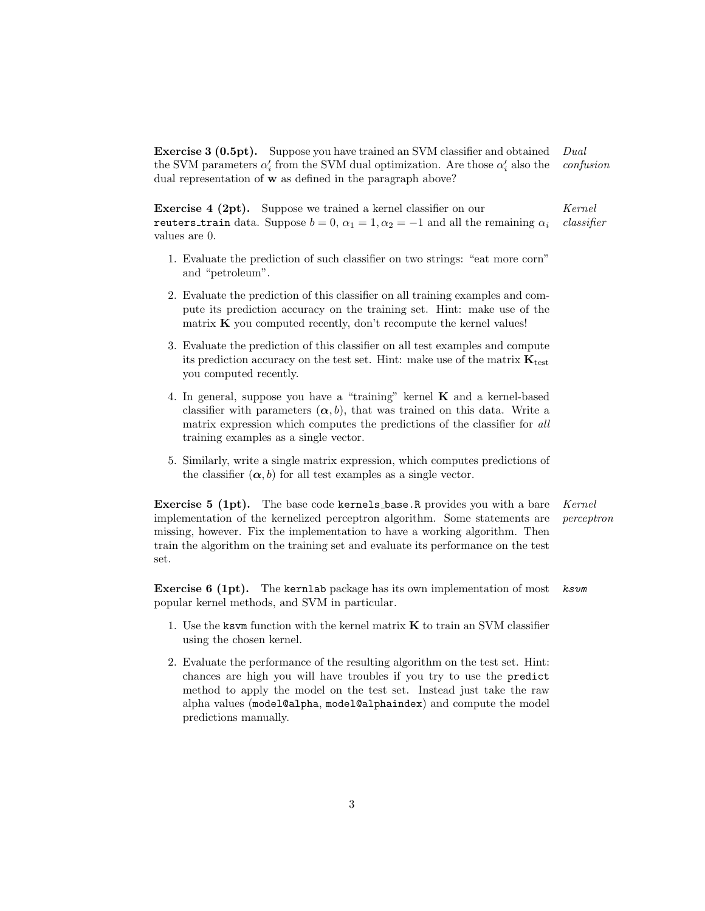**Exercise 3 (0.5pt).** Suppose you have trained an SVM classifier and obtained the SVM parameters $\alpha'_i$ from the SVM dual optimization. Are those $\alpha'_i$ also the dual representation of $\mathbf{w}$ as defined in the paragraph above? *Dual confusion*

**Exercise 4 (2pt).** Suppose we trained a kernel classifier on our `reuters_train` data. Suppose $b = 0$, $\alpha_1 = 1, \alpha_2 = -1$ and all the remaining $\alpha_i$ values are 0. *Kernel classifier*

1. Evaluate the prediction of such classifier on two strings: "eat more corn" and "petroleum".
2. Evaluate the prediction of this classifier on all training examples and compute its prediction accuracy on the training set. Hint: make use of the matrix $\mathbf{K}$ you computed recently, don't recompute the kernel values!
3. Evaluate the prediction of this classifier on all test examples and compute its prediction accuracy on the test set. Hint: make use of the matrix $\mathbf{K}_{\text{test}}$ you computed recently.
4. In general, suppose you have a "training" kernel $\mathbf{K}$ and a kernel-based classifier with parameters $(\boldsymbol{\alpha}, b)$, that was trained on this data. Write a matrix expression which computes the predictions of the classifier for *all* training examples as a single vector.
5. Similarly, write a single matrix expression, which computes predictions of the classifier $(\boldsymbol{\alpha}, b)$ for all test examples as a single vector.

**Exercise 5 (1pt).** The base code `kernels_base.R` provides you with a bare implementation of the kernelized perceptron algorithm. Some statements are missing, however. Fix the implementation to have a working algorithm. Then train the algorithm on the training set and evaluate its performance on the test set. *Kernel perceptron*

**Exercise 6 (1pt).** The `kernlab` package has its own implementation of most popular kernel methods, and SVM in particular. *`ksvm`*

1. Use the `ksvm` function with the kernel matrix $\mathbf{K}$ to train an SVM classifier using the chosen kernel.
2. Evaluate the performance of the resulting algorithm on the test set. Hint: chances are high you will have troubles if you try to use the `predict` method to apply the model on the test set. Instead just take the raw alpha values (`model@alpha`, `model@alphaindex`) and compute the model predictions manually.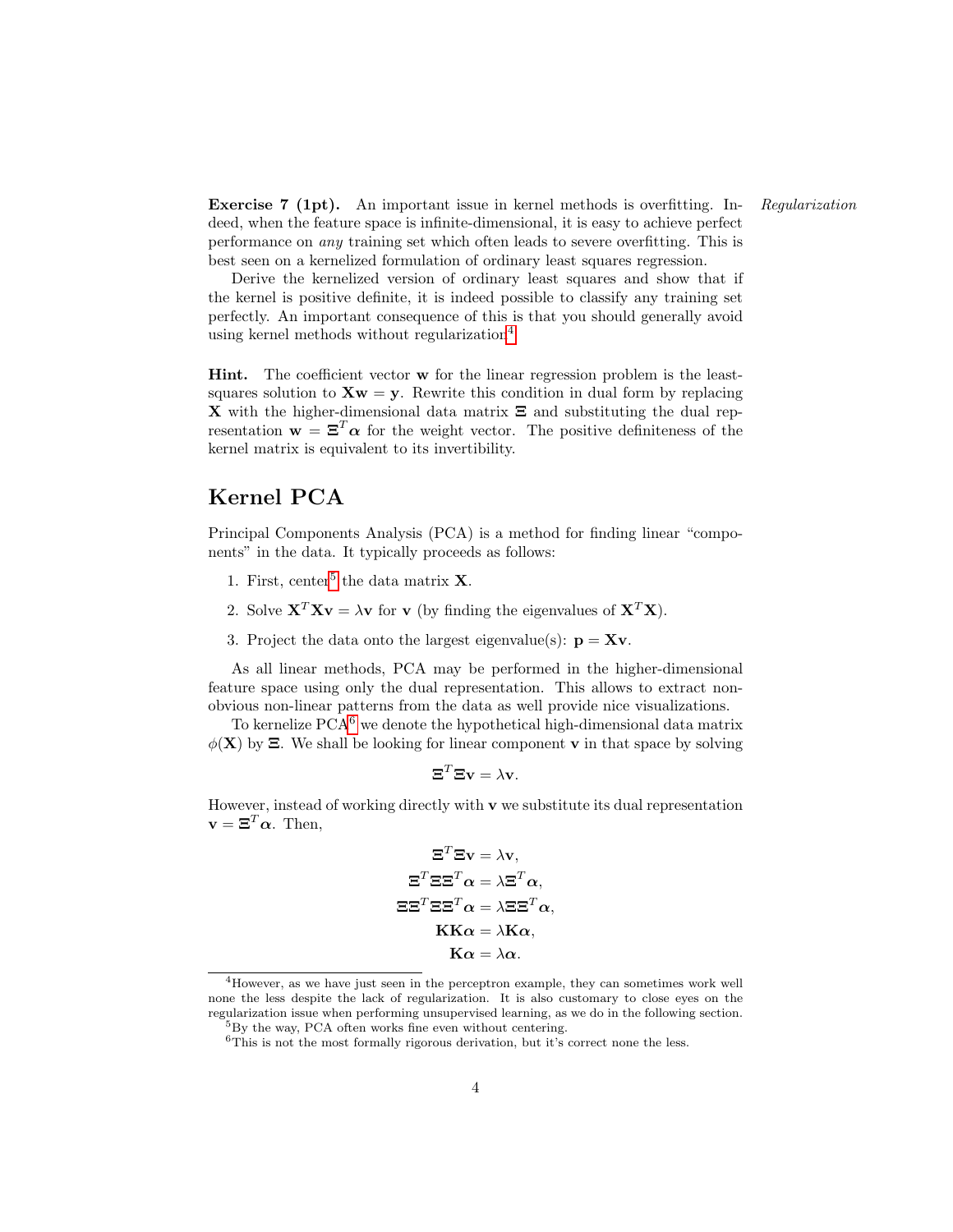**Exercise 7 (1pt).** An important issue in kernel methods is overfitting. Indeed, when the feature space is infinite-dimensional, it is easy to achieve perfect performance on *any* training set which often leads to severe overfitting. This is best seen on a kernelized formulation of ordinary least squares regression.

*Regularization*

Derive the kernelized version of ordinary least squares and show that if the kernel is positive definite, it is indeed possible to classify any training set perfectly. An important consequence of this is that you should generally avoid using kernel methods without regularization[4].

**Hint.** The coefficient vector $\mathbf{w}$ for the linear regression problem is the least-squares solution to $\mathbf{X}\mathbf{w} = \mathbf{y}$. Rewrite this condition in dual form by replacing $\mathbf{X}$ with the higher-dimensional data matrix $\boldsymbol{\Xi}$ and substituting the dual representation $\mathbf{w} = \boldsymbol{\Xi}^T\boldsymbol{\alpha}$ for the weight vector. The positive definiteness of the kernel matrix is equivalent to its invertibility.

## Kernel PCA

Principal Components Analysis (PCA) is a method for finding linear "components" in the data. It typically proceeds as follows:

1. First, center[5] the data matrix $\mathbf{X}$.
2. Solve $\mathbf{X}^T\mathbf{X}\mathbf{v} = \lambda\mathbf{v}$ for $\mathbf{v}$ (by finding the eigenvalues of $\mathbf{X}^T\mathbf{X}$).
3. Project the data onto the largest eigenvalue(s): $\mathbf{p} = \mathbf{X}\mathbf{v}$.

As all linear methods, PCA may be performed in the higher-dimensional feature space using only the dual representation. This allows to extract non-obvious non-linear patterns from the data as well provide nice visualizations.

To kernelize PCA[6] we denote the hypothetical high-dimensional data matrix $\phi(\mathbf{X})$ by $\boldsymbol{\Xi}$. We shall be looking for linear component $\mathbf{v}$ in that space by solving

$$\boldsymbol{\Xi}^T\boldsymbol{\Xi}\mathbf{v} = \lambda\mathbf{v}.$$

However, instead of working directly with $\mathbf{v}$ we substitute its dual representation $\mathbf{v} = \boldsymbol{\Xi}^T\boldsymbol{\alpha}$. Then,

$$\begin{aligned}
\boldsymbol{\Xi}^T\boldsymbol{\Xi}\mathbf{v} &= \lambda\mathbf{v}, \\
\boldsymbol{\Xi}^T\boldsymbol{\Xi}\boldsymbol{\Xi}^T\boldsymbol{\alpha} &= \lambda\boldsymbol{\Xi}^T\boldsymbol{\alpha}, \\
\boldsymbol{\Xi}\boldsymbol{\Xi}^T\boldsymbol{\Xi}\boldsymbol{\Xi}^T\boldsymbol{\alpha} &= \lambda\boldsymbol{\Xi}\boldsymbol{\Xi}^T\boldsymbol{\alpha}, \\
\mathbf{K}\mathbf{K}\boldsymbol{\alpha} &= \lambda\mathbf{K}\boldsymbol{\alpha}, \\
\mathbf{K}\boldsymbol{\alpha} &= \lambda\boldsymbol{\alpha}.
\end{aligned}$$

---

[4] However, as we have just seen in the perceptron example, they can sometimes work well none the less despite the lack of regularization. It is also customary to close eyes on the regularization issue when performing unsupervised learning, as we do in the following section.

[5] By the way, PCA often works fine even without centering.

[6] This is not the most formally rigorous derivation, but it's correct none the less.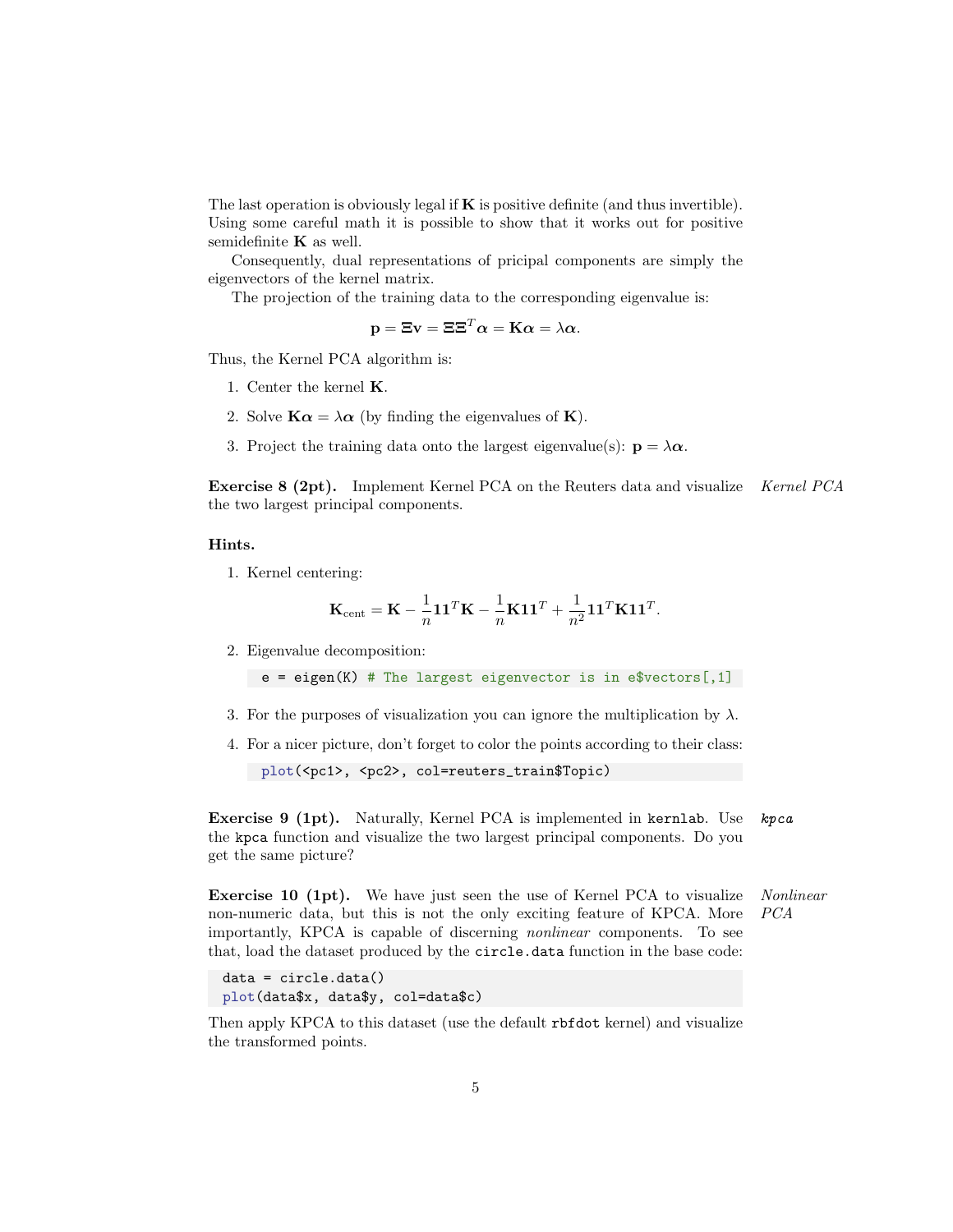The last operation is obviously legal if $\mathbf{K}$ is positive definite (and thus invertible). Using some careful math it is possible to show that it works out for positive semidefinite $\mathbf{K}$ as well.

Consequently, dual representations of pricipal components are simply the eigenvectors of the kernel matrix.

The projection of the training data to the corresponding eigenvalue is:

$$\mathbf{p} = \Xi\mathbf{v} = \Xi\Xi^T\boldsymbol{\alpha} = \mathbf{K}\boldsymbol{\alpha} = \lambda\boldsymbol{\alpha}.$$

Thus, the Kernel PCA algorithm is:

1. Center the kernel $\mathbf{K}$.
2. Solve $\mathbf{K}\boldsymbol{\alpha} = \lambda\boldsymbol{\alpha}$ (by finding the eigenvalues of $\mathbf{K}$).
3. Project the training data onto the largest eigenvalue(s): $\mathbf{p} = \lambda\boldsymbol{\alpha}$.

*Kernel PCA*

**Exercise 8 (2pt).** Implement Kernel PCA on the Reuters data and visualize the two largest principal components.

**Hints.**

1. Kernel centering:

$$\mathbf{K}_{\text{cent}} = \mathbf{K} - \frac{1}{n}\mathbf{1}\mathbf{1}^T\mathbf{K} - \frac{1}{n}\mathbf{K}\mathbf{1}\mathbf{1}^T + \frac{1}{n^2}\mathbf{1}\mathbf{1}^T\mathbf{K}\mathbf{1}\mathbf{1}^T.$$

2. Eigenvalue decomposition:

```
e = eigen(K) # The largest eigenvector is in e$vectors[,1]
```

3. For the purposes of visualization you can ignore the multiplication by $\lambda$.
4. For a nicer picture, don't forget to color the points according to their class:

```
plot(<pc1>, <pc2>, col=reuters_train$Topic)
```

*kpca*

**Exercise 9 (1pt).** Naturally, Kernel PCA is implemented in `kernlab`. Use the `kpca` function and visualize the two largest principal components. Do you get the same picture?

*Nonlinear PCA*

**Exercise 10 (1pt).** We have just seen the use of Kernel PCA to visualize non-numeric data, but this is not the only exciting feature of KPCA. More importantly, KPCA is capable of discerning *nonlinear* components. To see that, load the dataset produced by the `circle.data` function in the base code:

```
data = circle.data()
plot(data$x, data$y, col=data$c)
```

Then apply KPCA to this dataset (use the default `rbfdot` kernel) and visualize the transformed points.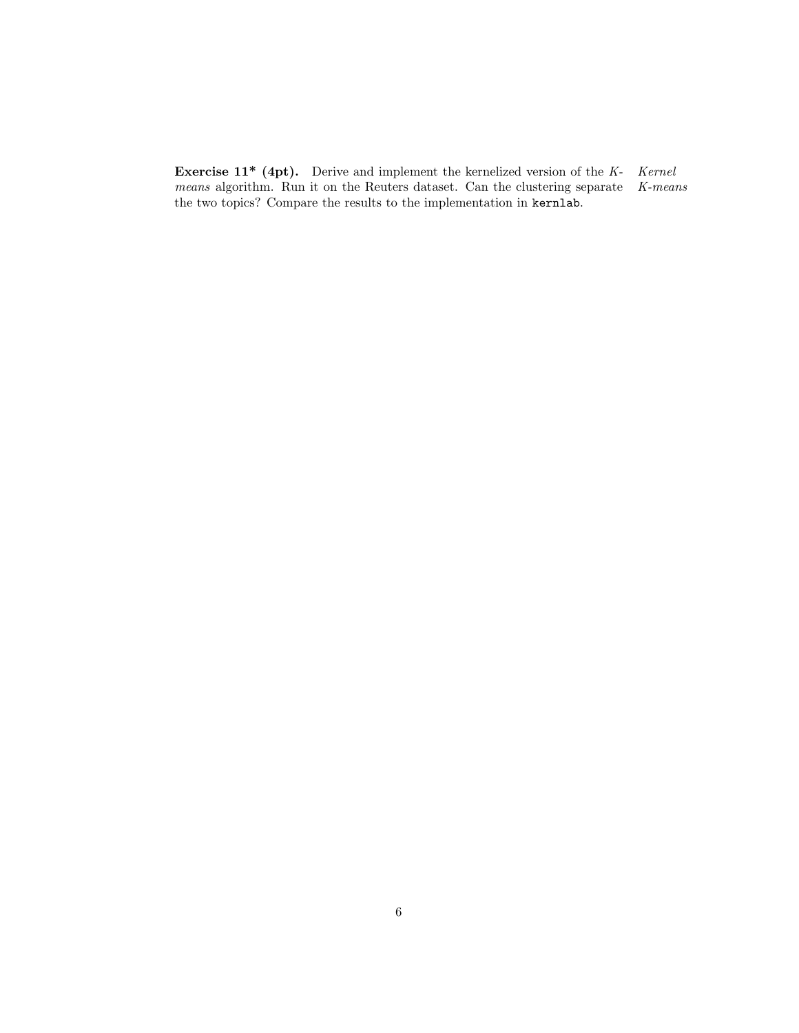**Exercise 11\* (4pt).** Derive and implement the kernelized version of the *K-means* algorithm. Run it on the Reuters dataset. Can the clustering separate the two topics? Compare the results to the implementation in `kernlab`.

*Kernel K-means*